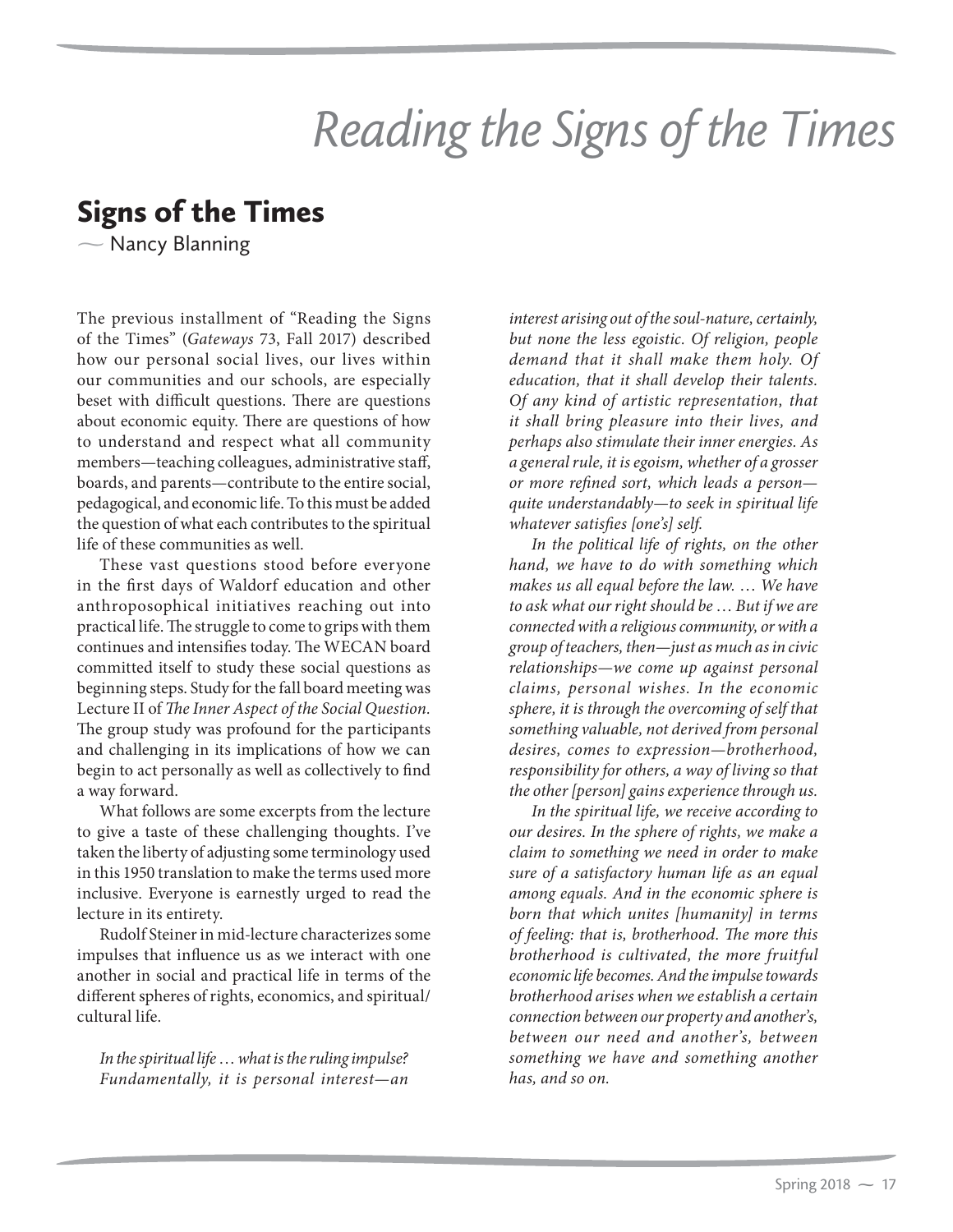# Reading the Signs of the Times

## Signs of the Times

— Nancy Blanning

The previous installment of "Reading the Signs of the Times" (*Gateways* 73, Fall 2017) described how our personal social lives, our lives within our communities and our schools, are especially beset with difficult questions. There are questions about economic equity. There are questions of how to understand and respect what all community members—teaching colleagues, administrative staff, boards, and parents—contribute to the entire social, pedagogical, and economic life. To this must be added the question of what each contributes to the spiritual life of these communities as well.

These vast questions stood before everyone in the first days of Waldorf education and other anthroposophical initiatives reaching out into practical life. The struggle to come to grips with them continues and intensifies today. The WECAN board committed itself to study these social questions as beginning steps. Study for the fall board meeting was Lecture II of *The Inner Aspect of the Social Question*. The group study was profound for the participants and challenging in its implications of how we can begin to act personally as well as collectively to find a way forward.

What follows are some excerpts from the lecture to give a taste of these challenging thoughts. I've taken the liberty of adjusting some terminology used in this 1950 translation to make the terms used more inclusive. Everyone is earnestly urged to read the lecture in its entirety.

Rudolf Steiner in mid-lecture characterizes some impulses that influence us as we interact with one another in social and practical life in terms of the different spheres of rights, economics, and spiritual/cultural life.

> *In the spiritual life … what is the ruling impulse? Fundamentally, it is personal interest—an interest arising out of the soul-nature, certainly, but none the less egoistic. Of religion, people demand that it shall make them holy. Of education, that it shall develop their talents. Of any kind of artistic representation, that it shall bring pleasure into their lives, and perhaps also stimulate their inner energies. As a general rule, it is egoism, whether of a grosser or more refined sort, which leads a person—quite understandably—to seek in spiritual life whatever satisfies [one's] self.*
>
> *In the political life of rights, on the other hand, we have to do with something which makes us all equal before the law. … We have to ask what our right should be … But if we are connected with a religious community, or with a group of teachers, then—just as much as in civic relationships—we come up against personal claims, personal wishes. In the economic sphere, it is through the overcoming of self that something valuable, not derived from personal desires, comes to expression—brotherhood, responsibility for others, a way of living so that the other [person] gains experience through us.*
>
> *In the spiritual life, we receive according to our desires. In the sphere of rights, we make a claim to something we need in order to make sure of a satisfactory human life as an equal among equals. And in the economic sphere is born that which unites [humanity] in terms of feeling: that is, brotherhood. The more this brotherhood is cultivated, the more fruitful economic life becomes. And the impulse towards brotherhood arises when we establish a certain connection between our property and another's, between our need and another's, between something we have and something another has, and so on.*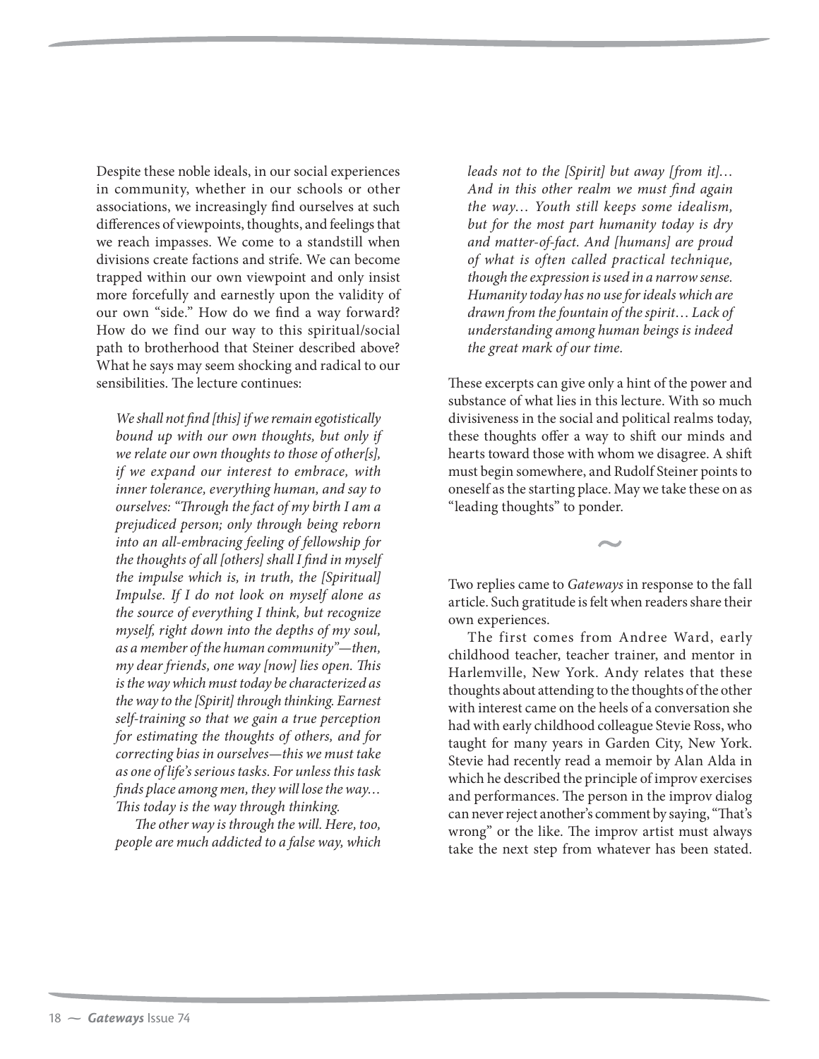Despite these noble ideals, in our social experiences in community, whether in our schools or other associations, we increasingly find ourselves at such differences of viewpoints, thoughts, and feelings that we reach impasses. We come to a standstill when divisions create factions and strife. We can become trapped within our own viewpoint and only insist more forcefully and earnestly upon the validity of our own "side." How do we find a way forward? How do we find our way to this spiritual/social path to brotherhood that Steiner described above? What he says may seem shocking and radical to our sensibilities. The lecture continues:

> *We shall not find [this] if we remain egotistically bound up with our own thoughts, but only if we relate our own thoughts to those of other[s], if we expand our interest to embrace, with inner tolerance, everything human, and say to ourselves: "Through the fact of my birth I am a prejudiced person; only through being reborn into an all-embracing feeling of fellowship for the thoughts of all [others] shall I find in myself the impulse which is, in truth, the [Spiritual] Impulse. If I do not look on myself alone as the source of everything I think, but recognize myself, right down into the depths of my soul, as a member of the human community"—then, my dear friends, one way [now] lies open. This is the way which must today be characterized as the way to the [Spirit] through thinking. Earnest self-training so that we gain a true perception for estimating the thoughts of others, and for correcting bias in ourselves—this we must take as one of life's serious tasks. For unless this task finds place among men, they will lose the way… This today is the way through thinking.*
>
> *The other way is through the will. Here, too, people are much addicted to a false way, which leads not to the [Spirit] but away [from it]… And in this other realm we must find again the way… Youth still keeps some idealism, but for the most part humanity today is dry and matter-of-fact. And [humans] are proud of what is often called practical technique, though the expression is used in a narrow sense. Humanity today has no use for ideals which are drawn from the fountain of the spirit… Lack of understanding among human beings is indeed the great mark of our time.*

These excerpts can give only a hint of the power and substance of what lies in this lecture. With so much divisiveness in the social and political realms today, these thoughts offer a way to shift our minds and hearts toward those with whom we disagree. A shift must begin somewhere, and Rudolf Steiner points to oneself as the starting place. May we take these on as "leading thoughts" to ponder.

~

Two replies came to *Gateways* in response to the fall article. Such gratitude is felt when readers share their own experiences.

The first comes from Andree Ward, early childhood teacher, teacher trainer, and mentor in Harlemville, New York. Andy relates that these thoughts about attending to the thoughts of the other with interest came on the heels of a conversation she had with early childhood colleague Stevie Ross, who taught for many years in Garden City, New York. Stevie had recently read a memoir by Alan Alda in which he described the principle of improv exercises and performances. The person in the improv dialog can never reject another's comment by saying, "That's wrong" or the like. The improv artist must always take the next step from whatever has been stated.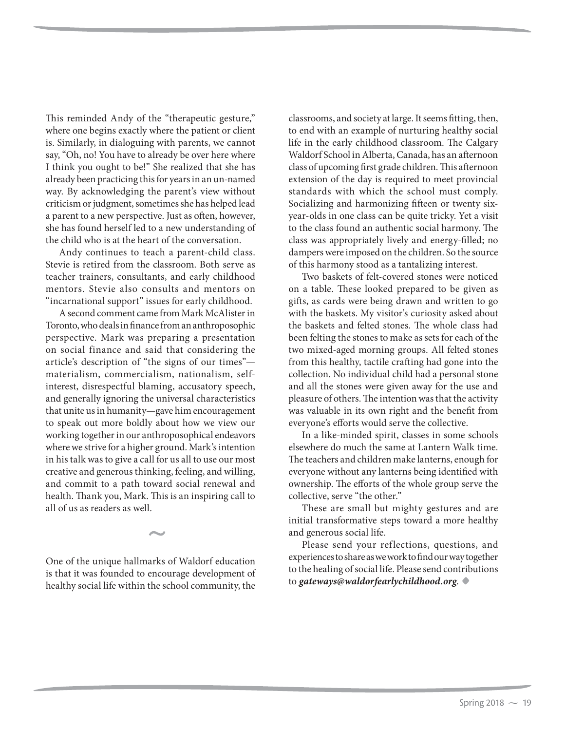This reminded Andy of the "therapeutic gesture," where one begins exactly where the patient or client is. Similarly, in dialoguing with parents, we cannot say, "Oh, no! You have to already be over here where I think you ought to be!" She realized that she has already been practicing this for years in an un-named way. By acknowledging the parent's view without criticism or judgment, sometimes she has helped lead a parent to a new perspective. Just as often, however, she has found herself led to a new understanding of the child who is at the heart of the conversation.

Andy continues to teach a parent-child class. Stevie is retired from the classroom. Both serve as teacher trainers, consultants, and early childhood mentors. Stevie also consults and mentors on "incarnational support" issues for early childhood.

A second comment came from Mark McAlister in Toronto, who deals in finance from an anthroposophic perspective. Mark was preparing a presentation on social finance and said that considering the article's description of "the signs of our times"—materialism, commercialism, nationalism, self-interest, disrespectful blaming, accusatory speech, and generally ignoring the universal characteristics that unite us in humanity—gave him encouragement to speak out more boldly about how we view our working together in our anthroposophical endeavors where we strive for a higher ground. Mark's intention in his talk was to give a call for us all to use our most creative and generous thinking, feeling, and willing, and commit to a path toward social renewal and health. Thank you, Mark. This is an inspiring call to all of us as readers as well.

~

One of the unique hallmarks of Waldorf education is that it was founded to encourage development of healthy social life within the school community, the classrooms, and society at large. It seems fitting, then, to end with an example of nurturing healthy social life in the early childhood classroom. The Calgary Waldorf School in Alberta, Canada, has an afternoon class of upcoming first grade children. This afternoon extension of the day is required to meet provincial standards with which the school must comply. Socializing and harmonizing fifteen or twenty six-year-olds in one class can be quite tricky. Yet a visit to the class found an authentic social harmony. The class was appropriately lively and energy-filled; no dampers were imposed on the children. So the source of this harmony stood as a tantalizing interest.

Two baskets of felt-covered stones were noticed on a table. These looked prepared to be given as gifts, as cards were being drawn and written to go with the baskets. My visitor's curiosity asked about the baskets and felted stones. The whole class had been felting the stones to make as sets for each of the two mixed-aged morning groups. All felted stones from this healthy, tactile crafting had gone into the collection. No individual child had a personal stone and all the stones were given away for the use and pleasure of others. The intention was that the activity was valuable in its own right and the benefit from everyone's efforts would serve the collective.

In a like-minded spirit, classes in some schools elsewhere do much the same at Lantern Walk time. The teachers and children make lanterns, enough for everyone without any lanterns being identified with ownership. The efforts of the whole group serve the collective, serve "the other."

These are small but mighty gestures and are initial transformative steps toward a more healthy and generous social life.

Please send your reflections, questions, and experiences to share as we work to find our way together to the healing of social life. Please send contributions to ***gateways@waldorfearlychildhood.org***. ◆